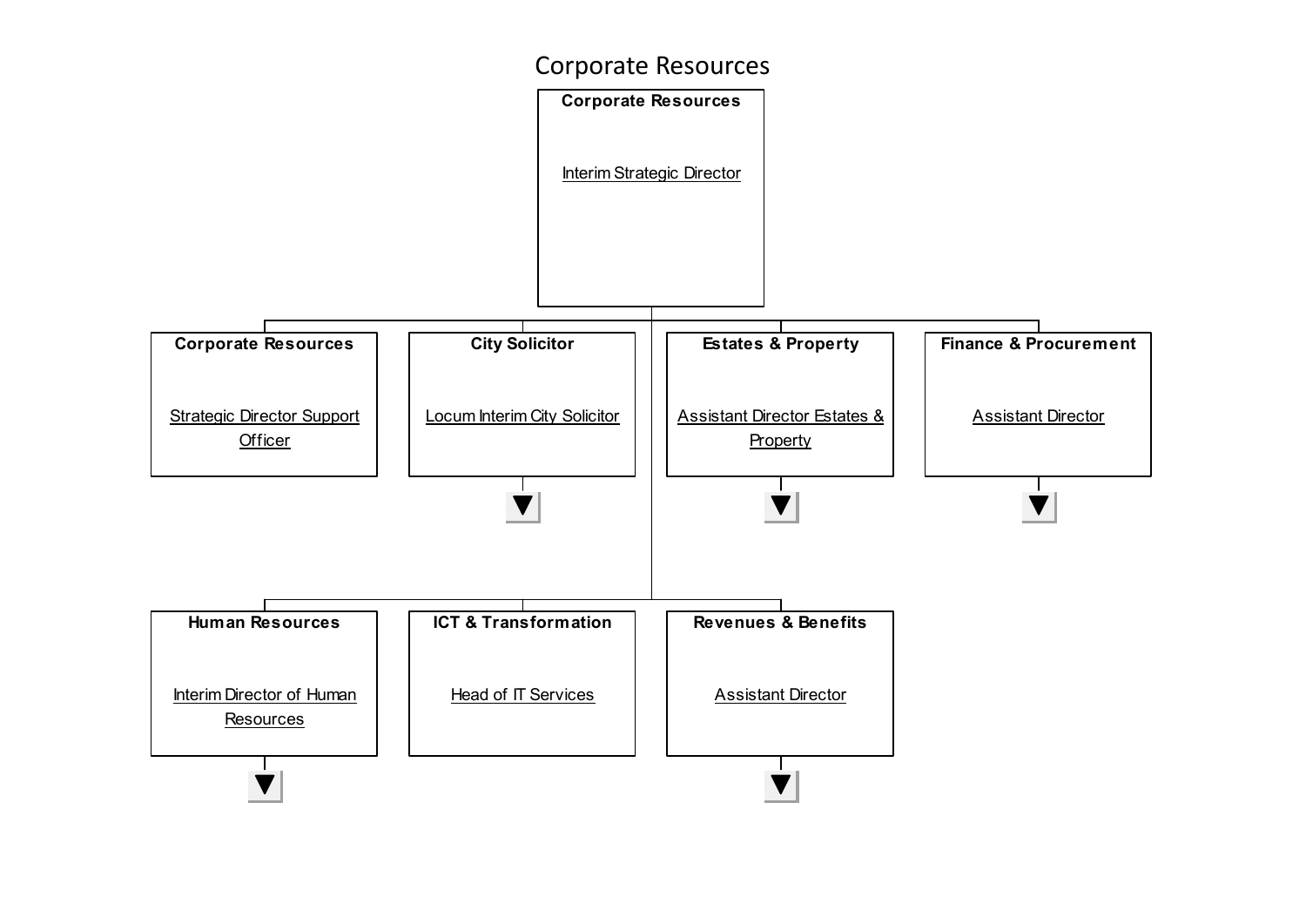# Corporate Resources

**Corporate Resources**

Interim Strategic Director

- **Corporate Resources** — Strategic Director Support Officer
- **City Solicitor** — Locum Interim City Solicitor
- **Estates & Property** — Assistant Director Estates & Property
- **Finance & Procurement** — Assistant Director
- **Human Resources** — Interim Director of Human Resources
- **ICT & Transformation** — Head of IT Services
- **Revenues & Benefits** — Assistant Director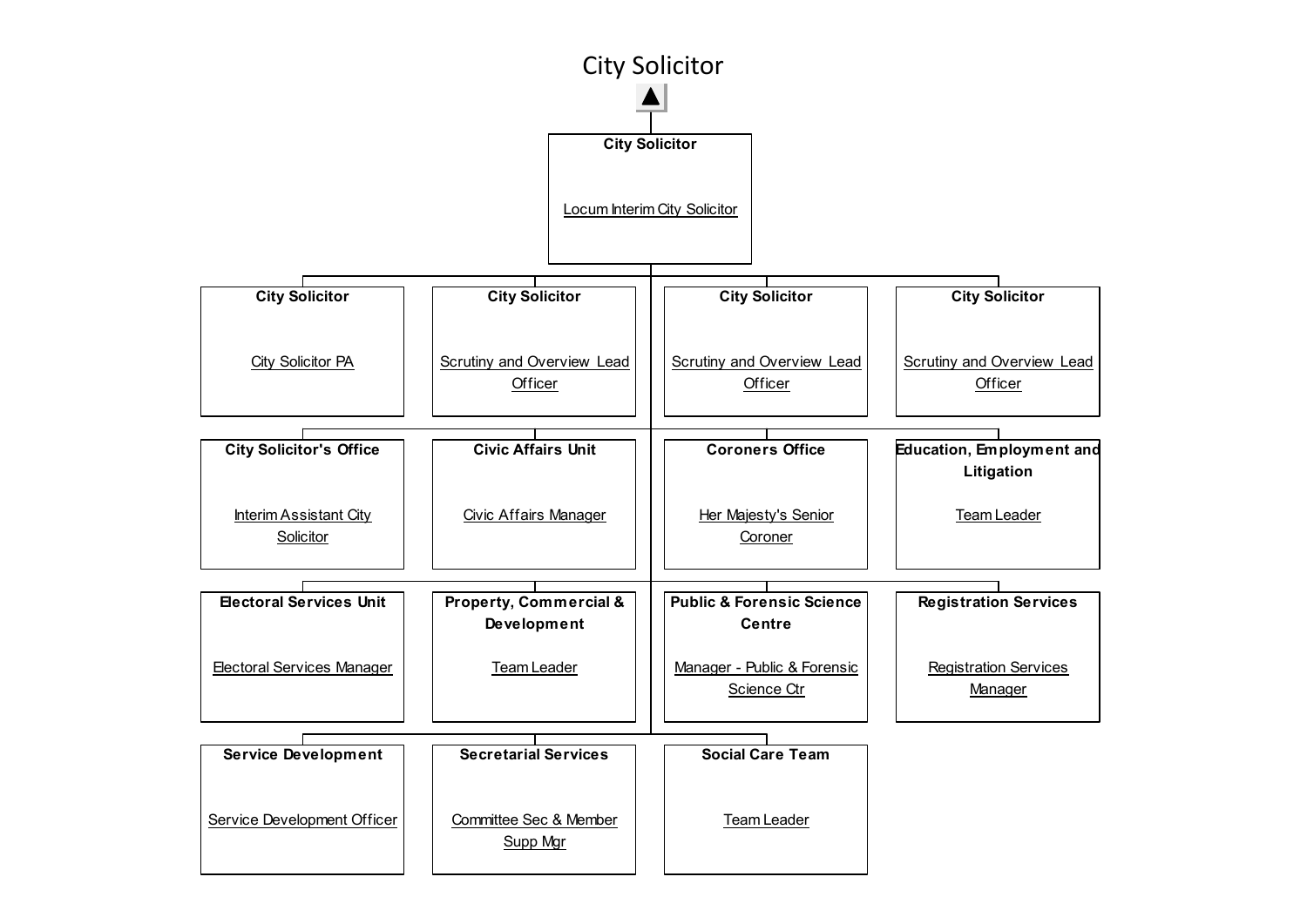# City Solicitor

- **City Solicitor**
  - Locum Interim City Solicitor
    - **City Solicitor** — City Solicitor PA
    - **City Solicitor** — Scrutiny and Overview Lead Officer
    - **City Solicitor** — Scrutiny and Overview Lead Officer
    - **City Solicitor** — Scrutiny and Overview Lead Officer
    - **City Solicitor's Office** — Interim Assistant City Solicitor
    - **Civic Affairs Unit** — Civic Affairs Manager
    - **Coroners Office** — Her Majesty's Senior Coroner
    - **Education, Employment and Litigation** — Team Leader
    - **Electoral Services Unit** — Electoral Services Manager
    - **Property, Commercial & Development** — Team Leader
    - **Public & Forensic Science Centre** — Manager - Public & Forensic Science Ctr
    - **Registration Services** — Registration Services Manager
    - **Service Development** — Service Development Officer
    - **Secretarial Services** — Committee Sec & Member Supp Mgr
    - **Social Care Team** — Team Leader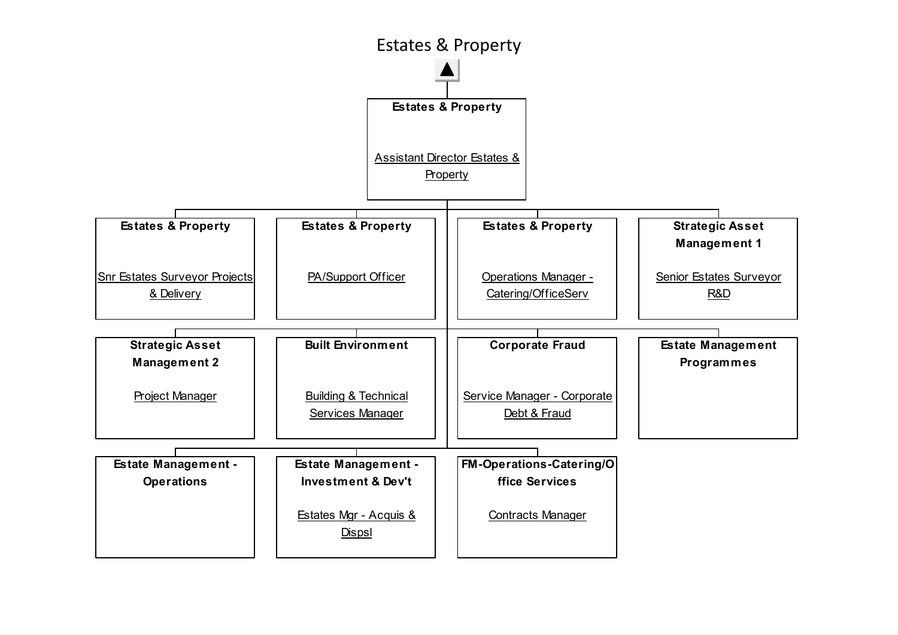# Estates & Property

**Estates & Property**
Assistant Director Estates & Property

- **Estates & Property**
  Snr Estates Surveyor Projects & Delivery
- **Estates & Property**
  PA/Support Officer
- **Estates & Property**
  Operations Manager - Catering/OfficeServ
- **Strategic Asset Management 1**
  Senior Estates Surveyor R&D
- **Strategic Asset Management 2**
  Project Manager
- **Built Environment**
  Building & Technical Services Manager
- **Corporate Fraud**
  Service Manager - Corporate Debt & Fraud
- **Estate Management Programmes**
- **Estate Management - Operations**
- **Estate Management - Investment & Dev't**
  Estates Mgr - Acquis & Dispsl
- **FM-Operations-Catering/Office Services**
  Contracts Manager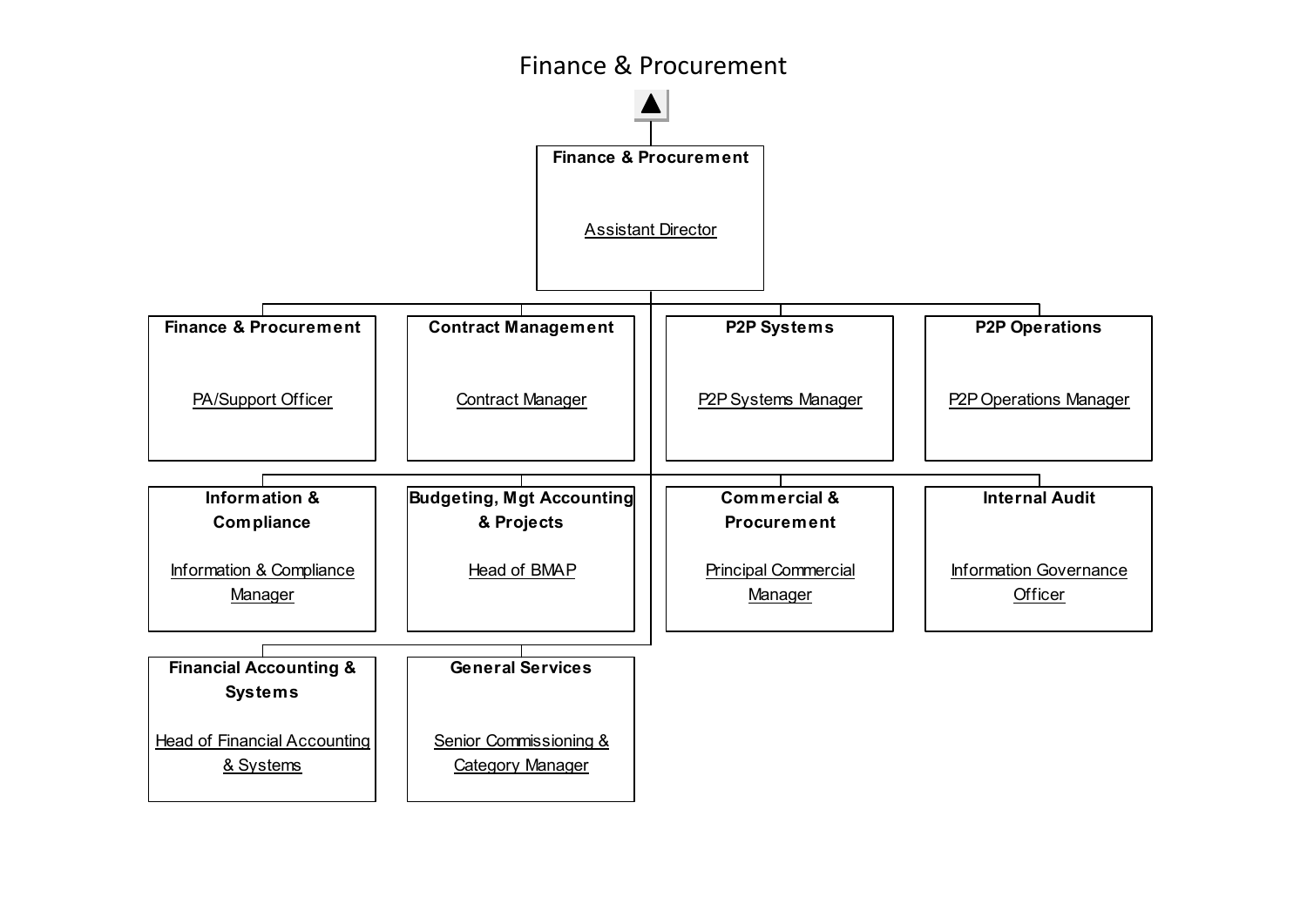# Finance & Procurement

**Finance & Procurement**
Assistant Director

- **Finance & Procurement** — PA/Support Officer
- **Contract Management** — Contract Manager
- **P2P Systems** — P2P Systems Manager
- **P2P Operations** — P2P Operations Manager
- **Information & Compliance** — Information & Compliance Manager
- **Budgeting, Mgt Accounting & Projects** — Head of BMAP
- **Commercial & Procurement** — Principal Commercial Manager
- **Internal Audit** — Information Governance Officer
- **Financial Accounting & Systems** — Head of Financial Accounting & Systems
- **General Services** — Senior Commissioning & Category Manager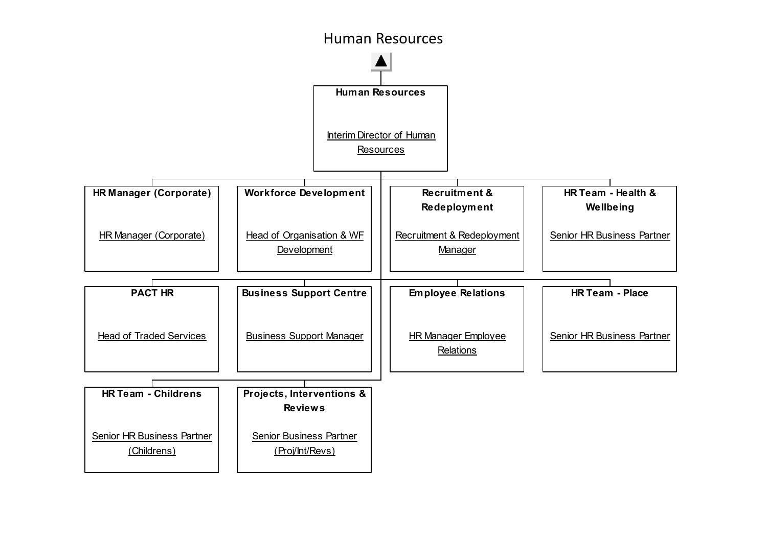# Human Resources

**Human Resources**

Interim Director of Human Resources

- **HR Manager (Corporate)**
  HR Manager (Corporate)
- **Workforce Development**
  Head of Organisation & WF Development
- **Recruitment & Redeployment**
  Recruitment & Redeployment Manager
- **HR Team - Health & Wellbeing**
  Senior HR Business Partner
- **PACT HR**
  Head of Traded Services
- **Business Support Centre**
  Business Support Manager
- **Employee Relations**
  HR Manager Employee Relations
- **HR Team - Place**
  Senior HR Business Partner
- **HR Team - Childrens**
  Senior HR Business Partner (Childrens)
- **Projects, Interventions & Reviews**
  Senior Business Partner (Proj/Int/Revs)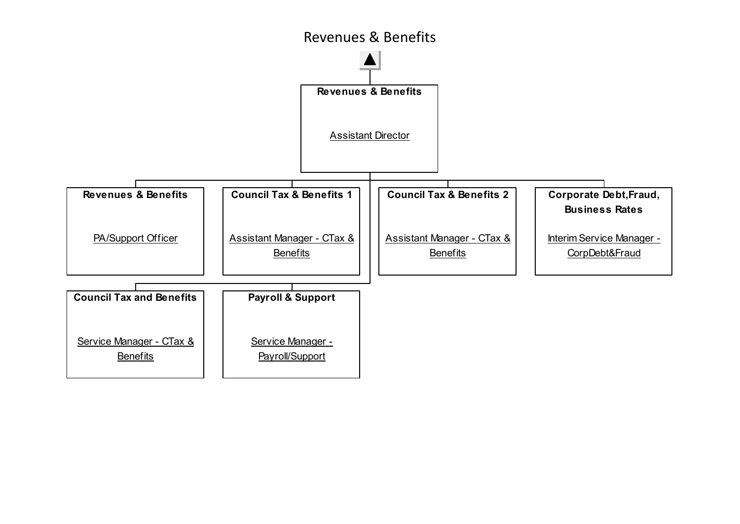# Revenues & Benefits

**Revenues & Benefits**

Assistant Director

**Revenues & Benefits**

PA/Support Officer

**Council Tax & Benefits 1**

Assistant Manager - CTax & Benefits

**Council Tax & Benefits 2**

Assistant Manager - CTax & Benefits

**Corporate Debt,Fraud, Business Rates**

Interim Service Manager - CorpDebt&Fraud

**Council Tax and Benefits**

Service Manager - CTax & Benefits

**Payroll & Support**

Service Manager - Payroll/Support